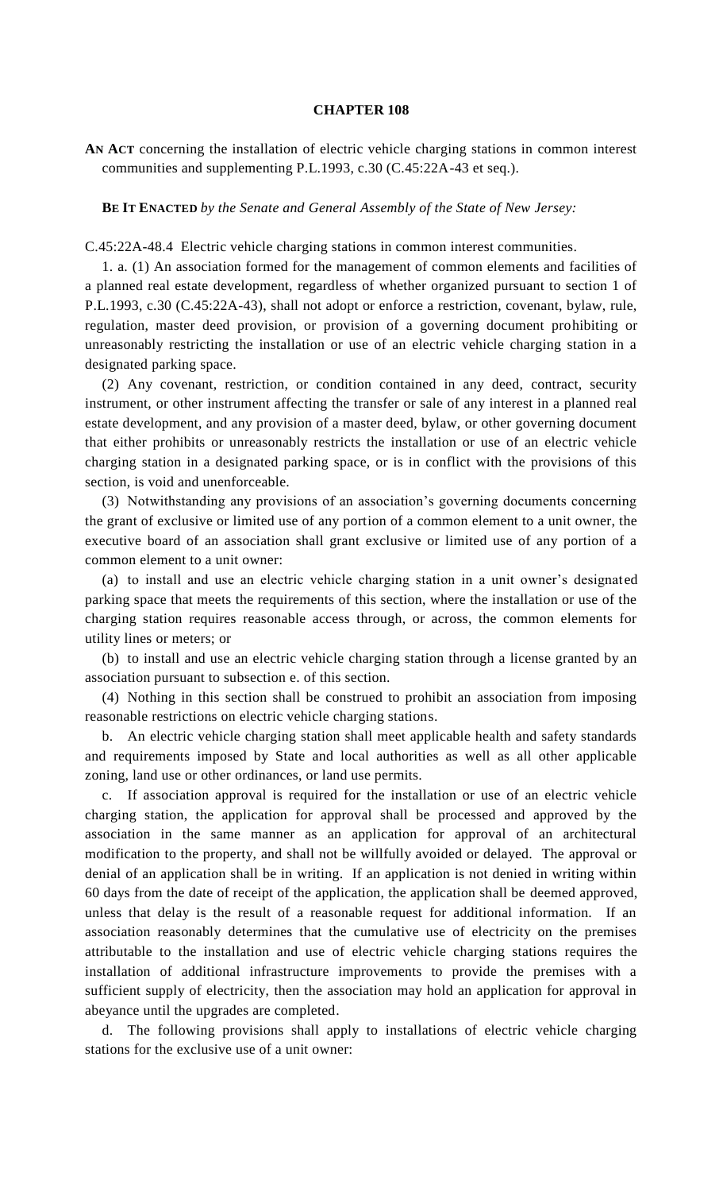# CHAPTER 108

**AN ACT** concerning the installation of electric vehicle charging stations in common interest communities and supplementing P.L.1993, c.30 (C.45:22A-43 et seq.).

**BE IT ENACTED** *by the Senate and General Assembly of the State of New Jersey:*

C.45:22A-48.4 Electric vehicle charging stations in common interest communities.

1. a. (1) An association formed for the management of common elements and facilities of a planned real estate development, regardless of whether organized pursuant to section 1 of P.L.1993, c.30 (C.45:22A-43), shall not adopt or enforce a restriction, covenant, bylaw, rule, regulation, master deed provision, or provision of a governing document prohibiting or unreasonably restricting the installation or use of an electric vehicle charging station in a designated parking space.

(2) Any covenant, restriction, or condition contained in any deed, contract, security instrument, or other instrument affecting the transfer or sale of any interest in a planned real estate development, and any provision of a master deed, bylaw, or other governing document that either prohibits or unreasonably restricts the installation or use of an electric vehicle charging station in a designated parking space, or is in conflict with the provisions of this section, is void and unenforceable.

(3) Notwithstanding any provisions of an association's governing documents concerning the grant of exclusive or limited use of any portion of a common element to a unit owner, the executive board of an association shall grant exclusive or limited use of any portion of a common element to a unit owner:

(a) to install and use an electric vehicle charging station in a unit owner's designated parking space that meets the requirements of this section, where the installation or use of the charging station requires reasonable access through, or across, the common elements for utility lines or meters; or

(b) to install and use an electric vehicle charging station through a license granted by an association pursuant to subsection e. of this section.

(4) Nothing in this section shall be construed to prohibit an association from imposing reasonable restrictions on electric vehicle charging stations.

b. An electric vehicle charging station shall meet applicable health and safety standards and requirements imposed by State and local authorities as well as all other applicable zoning, land use or other ordinances, or land use permits.

c. If association approval is required for the installation or use of an electric vehicle charging station, the application for approval shall be processed and approved by the association in the same manner as an application for approval of an architectural modification to the property, and shall not be willfully avoided or delayed. The approval or denial of an application shall be in writing. If an application is not denied in writing within 60 days from the date of receipt of the application, the application shall be deemed approved, unless that delay is the result of a reasonable request for additional information. If an association reasonably determines that the cumulative use of electricity on the premises attributable to the installation and use of electric vehicle charging stations requires the installation of additional infrastructure improvements to provide the premises with a sufficient supply of electricity, then the association may hold an application for approval in abeyance until the upgrades are completed.

d. The following provisions shall apply to installations of electric vehicle charging stations for the exclusive use of a unit owner: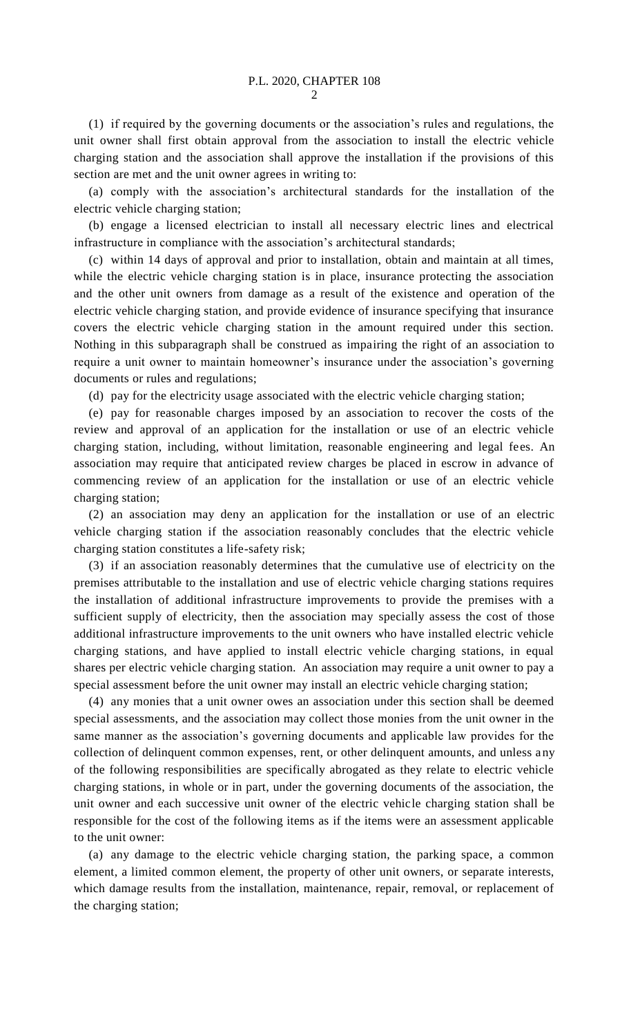(1) if required by the governing documents or the association's rules and regulations, the unit owner shall first obtain approval from the association to install the electric vehicle charging station and the association shall approve the installation if the provisions of this section are met and the unit owner agrees in writing to:

(a) comply with the association's architectural standards for the installation of the electric vehicle charging station;

(b) engage a licensed electrician to install all necessary electric lines and electrical infrastructure in compliance with the association's architectural standards;

(c) within 14 days of approval and prior to installation, obtain and maintain at all times, while the electric vehicle charging station is in place, insurance protecting the association and the other unit owners from damage as a result of the existence and operation of the electric vehicle charging station, and provide evidence of insurance specifying that insurance covers the electric vehicle charging station in the amount required under this section. Nothing in this subparagraph shall be construed as impairing the right of an association to require a unit owner to maintain homeowner's insurance under the association's governing documents or rules and regulations;

(d) pay for the electricity usage associated with the electric vehicle charging station;

(e) pay for reasonable charges imposed by an association to recover the costs of the review and approval of an application for the installation or use of an electric vehicle charging station, including, without limitation, reasonable engineering and legal fees. An association may require that anticipated review charges be placed in escrow in advance of commencing review of an application for the installation or use of an electric vehicle charging station;

(2) an association may deny an application for the installation or use of an electric vehicle charging station if the association reasonably concludes that the electric vehicle charging station constitutes a life-safety risk;

(3) if an association reasonably determines that the cumulative use of electricity on the premises attributable to the installation and use of electric vehicle charging stations requires the installation of additional infrastructure improvements to provide the premises with a sufficient supply of electricity, then the association may specially assess the cost of those additional infrastructure improvements to the unit owners who have installed electric vehicle charging stations, and have applied to install electric vehicle charging stations, in equal shares per electric vehicle charging station. An association may require a unit owner to pay a special assessment before the unit owner may install an electric vehicle charging station;

(4) any monies that a unit owner owes an association under this section shall be deemed special assessments, and the association may collect those monies from the unit owner in the same manner as the association's governing documents and applicable law provides for the collection of delinquent common expenses, rent, or other delinquent amounts, and unless any of the following responsibilities are specifically abrogated as they relate to electric vehicle charging stations, in whole or in part, under the governing documents of the association, the unit owner and each successive unit owner of the electric vehicle charging station shall be responsible for the cost of the following items as if the items were an assessment applicable to the unit owner:

(a) any damage to the electric vehicle charging station, the parking space, a common element, a limited common element, the property of other unit owners, or separate interests, which damage results from the installation, maintenance, repair, removal, or replacement of the charging station;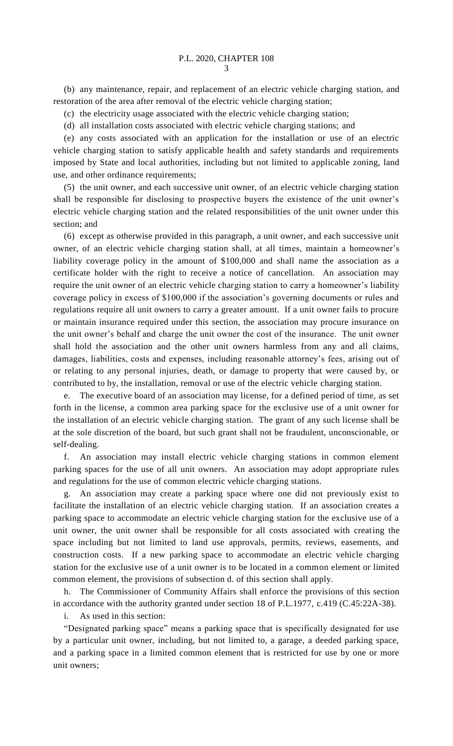(b) any maintenance, repair, and replacement of an electric vehicle charging station, and restoration of the area after removal of the electric vehicle charging station;

(c) the electricity usage associated with the electric vehicle charging station;

(d) all installation costs associated with electric vehicle charging stations; and

(e) any costs associated with an application for the installation or use of an electric vehicle charging station to satisfy applicable health and safety standards and requirements imposed by State and local authorities, including but not limited to applicable zoning, land use, and other ordinance requirements;

(5) the unit owner, and each successive unit owner, of an electric vehicle charging station shall be responsible for disclosing to prospective buyers the existence of the unit owner's electric vehicle charging station and the related responsibilities of the unit owner under this section; and

(6) except as otherwise provided in this paragraph, a unit owner, and each successive unit owner, of an electric vehicle charging station shall, at all times, maintain a homeowner's liability coverage policy in the amount of $100,000 and shall name the association as a certificate holder with the right to receive a notice of cancellation. An association may require the unit owner of an electric vehicle charging station to carry a homeowner's liability coverage policy in excess of $100,000 if the association's governing documents or rules and regulations require all unit owners to carry a greater amount. If a unit owner fails to procure or maintain insurance required under this section, the association may procure insurance on the unit owner's behalf and charge the unit owner the cost of the insurance. The unit owner shall hold the association and the other unit owners harmless from any and all claims, damages, liabilities, costs and expenses, including reasonable attorney's fees, arising out of or relating to any personal injuries, death, or damage to property that were caused by, or contributed to by, the installation, removal or use of the electric vehicle charging station.

e. The executive board of an association may license, for a defined period of time, as set forth in the license, a common area parking space for the exclusive use of a unit owner for the installation of an electric vehicle charging station. The grant of any such license shall be at the sole discretion of the board, but such grant shall not be fraudulent, unconscionable, or self-dealing.

f. An association may install electric vehicle charging stations in common element parking spaces for the use of all unit owners. An association may adopt appropriate rules and regulations for the use of common electric vehicle charging stations.

g. An association may create a parking space where one did not previously exist to facilitate the installation of an electric vehicle charging station. If an association creates a parking space to accommodate an electric vehicle charging station for the exclusive use of a unit owner, the unit owner shall be responsible for all costs associated with creating the space including but not limited to land use approvals, permits, reviews, easements, and construction costs. If a new parking space to accommodate an electric vehicle charging station for the exclusive use of a unit owner is to be located in a common element or limited common element, the provisions of subsection d. of this section shall apply.

h. The Commissioner of Community Affairs shall enforce the provisions of this section in accordance with the authority granted under section 18 of P.L.1977, c.419 (C.45:22A-38).

i. As used in this section:

"Designated parking space" means a parking space that is specifically designated for use by a particular unit owner, including, but not limited to, a garage, a deeded parking space, and a parking space in a limited common element that is restricted for use by one or more unit owners;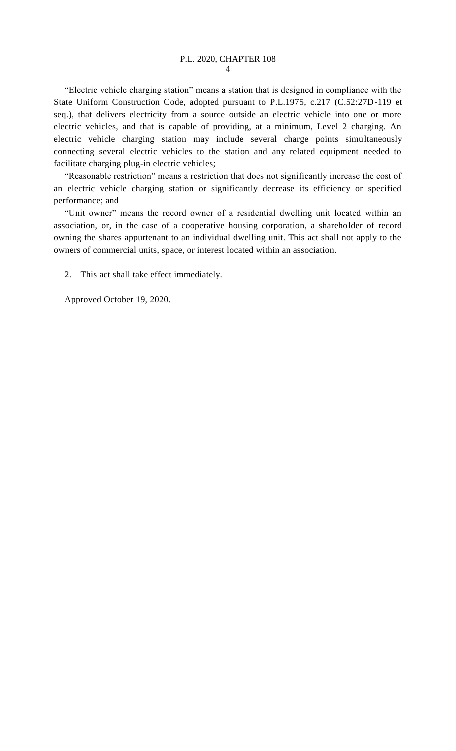"Electric vehicle charging station" means a station that is designed in compliance with the State Uniform Construction Code, adopted pursuant to P.L.1975, c.217 (C.52:27D-119 et seq.), that delivers electricity from a source outside an electric vehicle into one or more electric vehicles, and that is capable of providing, at a minimum, Level 2 charging. An electric vehicle charging station may include several charge points simultaneously connecting several electric vehicles to the station and any related equipment needed to facilitate charging plug-in electric vehicles;

"Reasonable restriction" means a restriction that does not significantly increase the cost of an electric vehicle charging station or significantly decrease its efficiency or specified performance; and

"Unit owner" means the record owner of a residential dwelling unit located within an association, or, in the case of a cooperative housing corporation, a shareholder of record owning the shares appurtenant to an individual dwelling unit. This act shall not apply to the owners of commercial units, space, or interest located within an association.

2. This act shall take effect immediately.

Approved October 19, 2020.